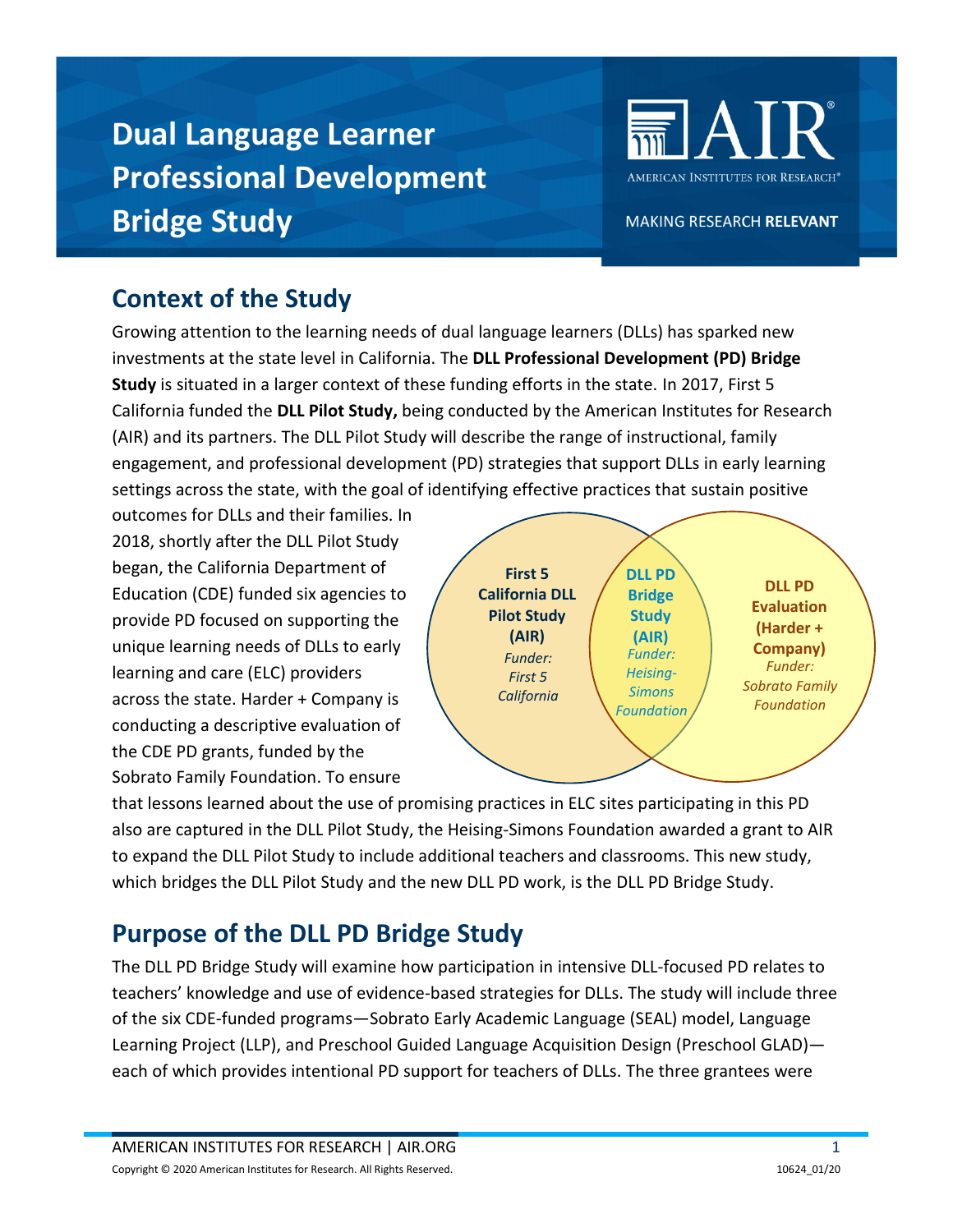# Dual Language Learner Professional Development Bridge Study

AIR
AMERICAN INSTITUTES FOR RESEARCH®

MAKING RESEARCH **RELEVANT**

## Context of the Study

Growing attention to the learning needs of dual language learners (DLLs) has sparked new investments at the state level in California. The **DLL Professional Development (PD) Bridge Study** is situated in a larger context of these funding efforts in the state. In 2017, First 5 California funded the **DLL Pilot Study,** being conducted by the American Institutes for Research (AIR) and its partners. The DLL Pilot Study will describe the range of instructional, family engagement, and professional development (PD) strategies that support DLLs in early learning settings across the state, with the goal of identifying effective practices that sustain positive outcomes for DLLs and their families. In 2018, shortly after the DLL Pilot Study began, the California Department of Education (CDE) funded six agencies to provide PD focused on supporting the unique learning needs of DLLs to early learning and care (ELC) providers across the state. Harder + Company is conducting a descriptive evaluation of the CDE PD grants, funded by the Sobrato Family Foundation. To ensure that lessons learned about the use of promising practices in ELC sites participating in this PD also are captured in the DLL Pilot Study, the Heising-Simons Foundation awarded a grant to AIR to expand the DLL Pilot Study to include additional teachers and classrooms. This new study, which bridges the DLL Pilot Study and the new DLL PD work, is the DLL PD Bridge Study.

**First 5 California DLL Pilot Study (AIR)**
*Funder: First 5 California*

**DLL PD Bridge Study (AIR)**
*Funder: Heising-Simons Foundation*

**DLL PD Evaluation (Harder + Company)**
*Funder: Sobrato Family Foundation*

## Purpose of the DLL PD Bridge Study

The DLL PD Bridge Study will examine how participation in intensive DLL-focused PD relates to teachers' knowledge and use of evidence-based strategies for DLLs. The study will include three of the six CDE-funded programs—Sobrato Early Academic Language (SEAL) model, Language Learning Project (LLP), and Preschool Guided Language Acquisition Design (Preschool GLAD)—each of which provides intentional PD support for teachers of DLLs. The three grantees were

Copyright © 2020 American Institutes for Research. All Rights Reserved.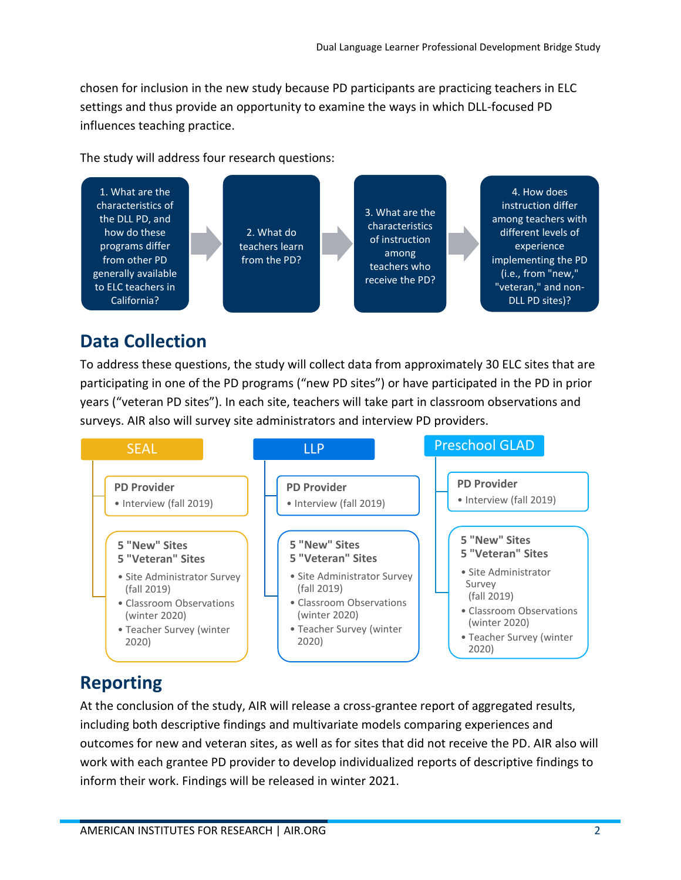chosen for inclusion in the new study because PD participants are practicing teachers in ELC settings and thus provide an opportunity to examine the ways in which DLL-focused PD influences teaching practice.

The study will address four research questions:

1. What are the characteristics of the DLL PD, and how do these programs differ from other PD generally available to ELC teachers in California?
2. What do teachers learn from the PD?
3. What are the characteristics of instruction among teachers who receive the PD?
4. How does instruction differ among teachers with different levels of experience implementing the PD (i.e., from "new," "veteran," and non-DLL PD sites)?

## Data Collection

To address these questions, the study will collect data from approximately 30 ELC sites that are participating in one of the PD programs ("new PD sites") or have participated in the PD in prior years ("veteran PD sites"). In each site, teachers will take part in classroom observations and surveys. AIR also will survey site administrators and interview PD providers.

**SEAL**

**PD Provider**
- Interview (fall 2019)

**5 "New" Sites**
**5 "Veteran" Sites**
- Site Administrator Survey (fall 2019)
- Classroom Observations (winter 2020)
- Teacher Survey (winter 2020)

**LLP**

**PD Provider**
- Interview (fall 2019)

**5 "New" Sites**
**5 "Veteran" Sites**
- Site Administrator Survey (fall 2019)
- Classroom Observations (winter 2020)
- Teacher Survey (winter 2020)

**Preschool GLAD**

**PD Provider**
- Interview (fall 2019)

**5 "New" Sites**
**5 "Veteran" Sites**
- Site Administrator Survey (fall 2019)
- Classroom Observations (winter 2020)
- Teacher Survey (winter 2020)

## Reporting

At the conclusion of the study, AIR will release a cross-grantee report of aggregated results, including both descriptive findings and multivariate models comparing experiences and outcomes for new and veteran sites, as well as for sites that did not receive the PD. AIR also will work with each grantee PD provider to develop individualized reports of descriptive findings to inform their work. Findings will be released in winter 2021.